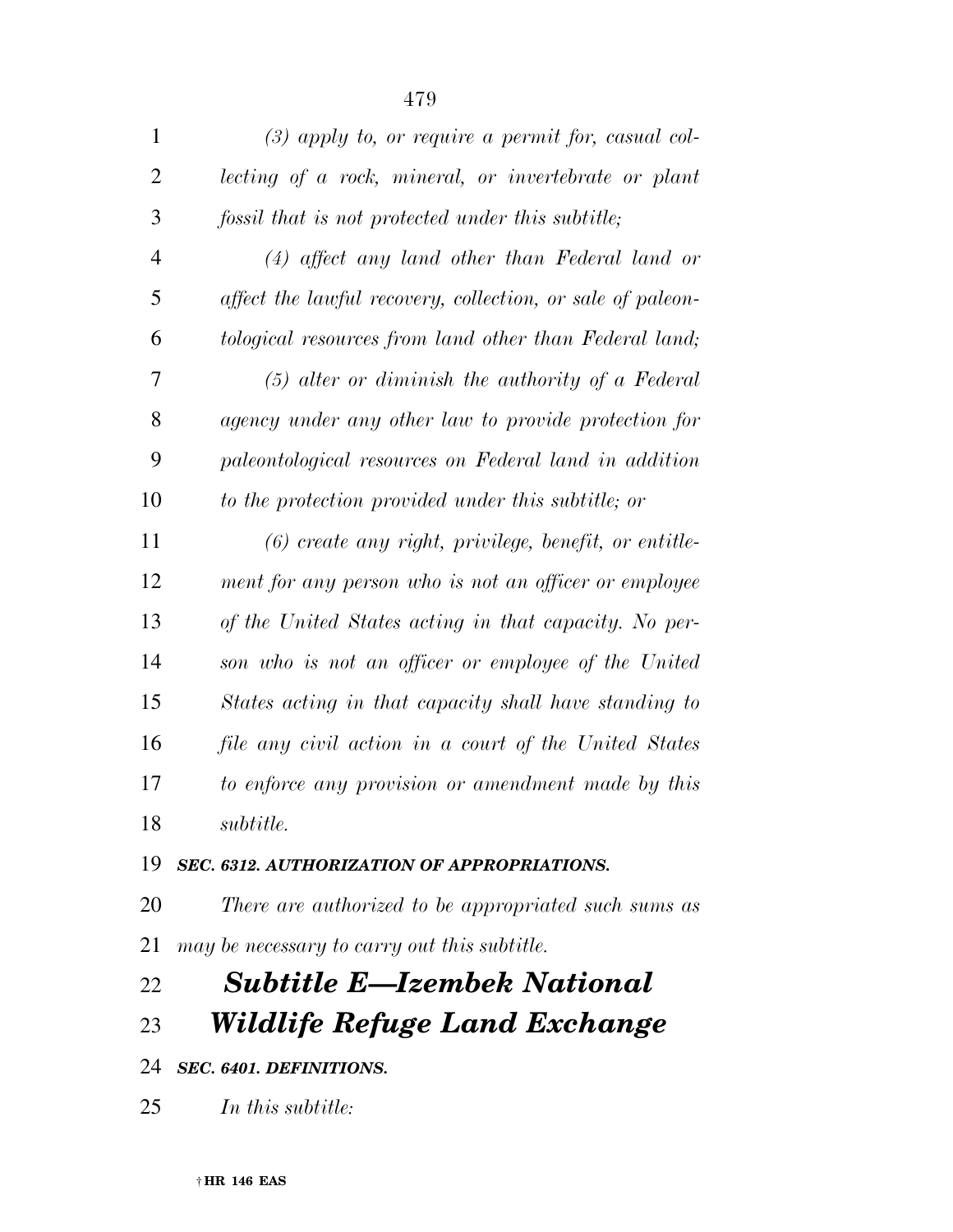*(3) apply to, or require a permit for, casual collecting of a rock, mineral, or invertebrate or plant fossil that is not protected under this subtitle;*

*(4) affect any land other than Federal land or affect the lawful recovery, collection, or sale of paleontological resources from land other than Federal land;*

*(5) alter or diminish the authority of a Federal agency under any other law to provide protection for paleontological resources on Federal land in addition to the protection provided under this subtitle; or*

*(6) create any right, privilege, benefit, or entitlement for any person who is not an officer or employee of the United States acting in that capacity. No person who is not an officer or employee of the United States acting in that capacity shall have standing to file any civil action in a court of the United States to enforce any provision or amendment made by this subtitle.*

***SEC. 6312. AUTHORIZATION OF APPROPRIATIONS.***

*There are authorized to be appropriated such sums as may be necessary to carry out this subtitle.*

## ***Subtitle E—Izembek National Wildlife Refuge Land Exchange***

***SEC. 6401. DEFINITIONS.***

*In this subtitle:*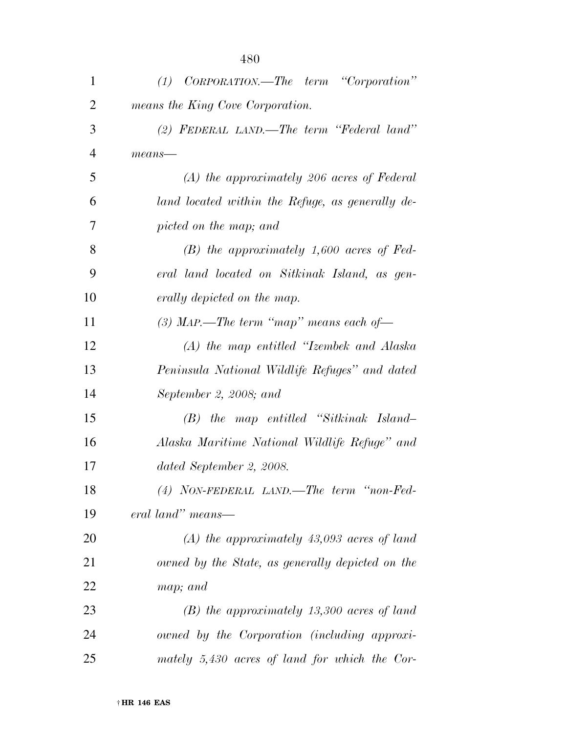*(1) CORPORATION.—The term "Corporation" means the King Cove Corporation.*

*(2) FEDERAL LAND.—The term "Federal land" means—*

*(A) the approximately 206 acres of Federal land located within the Refuge, as generally depicted on the map; and*

*(B) the approximately 1,600 acres of Federal land located on Sitkinak Island, as generally depicted on the map.*

*(3) MAP.—The term "map" means each of—*

*(A) the map entitled "Izembek and Alaska Peninsula National Wildlife Refuges" and dated September 2, 2008; and*

*(B) the map entitled "Sitkinak Island–Alaska Maritime National Wildlife Refuge" and dated September 2, 2008.*

*(4) NON-FEDERAL LAND.—The term "non-Federal land" means—*

*(A) the approximately 43,093 acres of land owned by the State, as generally depicted on the map; and*

*(B) the approximately 13,300 acres of land owned by the Corporation (including approximately 5,430 acres of land for which the Cor-*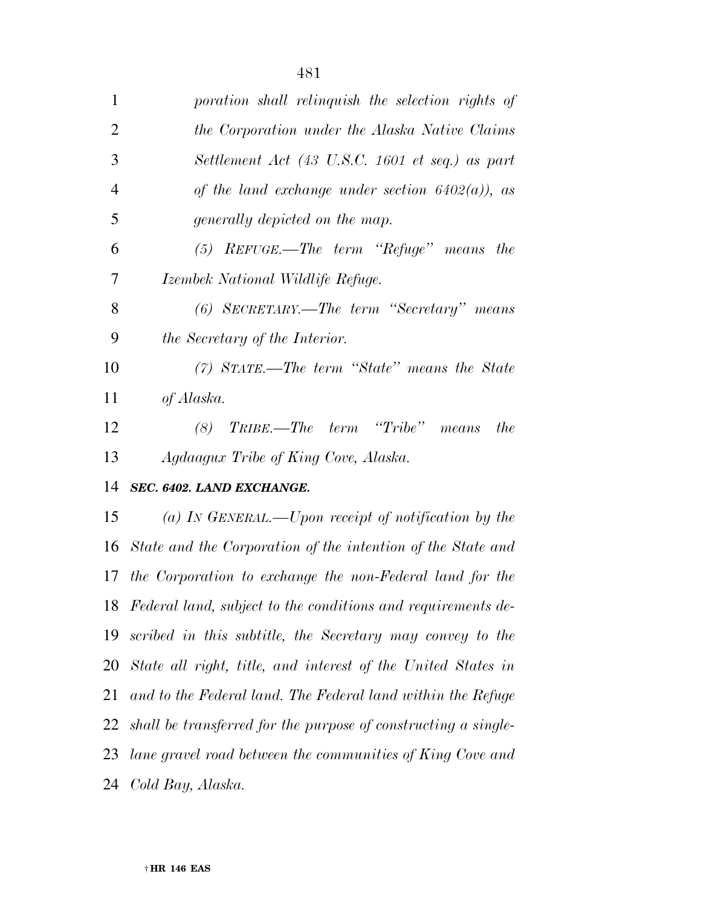*poration shall relinquish the selection rights of the Corporation under the Alaska Native Claims Settlement Act (43 U.S.C. 1601 et seq.) as part of the land exchange under section 6402(a)), as generally depicted on the map.*

*(5) REFUGE.—The term "Refuge" means the Izembek National Wildlife Refuge.*

*(6) SECRETARY.—The term "Secretary" means the Secretary of the Interior.*

*(7) STATE.—The term "State" means the State of Alaska.*

*(8) TRIBE.—The term "Tribe" means the Agdaagux Tribe of King Cove, Alaska.*

***SEC. 6402. LAND EXCHANGE.***

*(a) IN GENERAL.—Upon receipt of notification by the State and the Corporation of the intention of the State and the Corporation to exchange the non-Federal land for the Federal land, subject to the conditions and requirements described in this subtitle, the Secretary may convey to the State all right, title, and interest of the United States in and to the Federal land. The Federal land within the Refuge shall be transferred for the purpose of constructing a single-lane gravel road between the communities of King Cove and Cold Bay, Alaska.*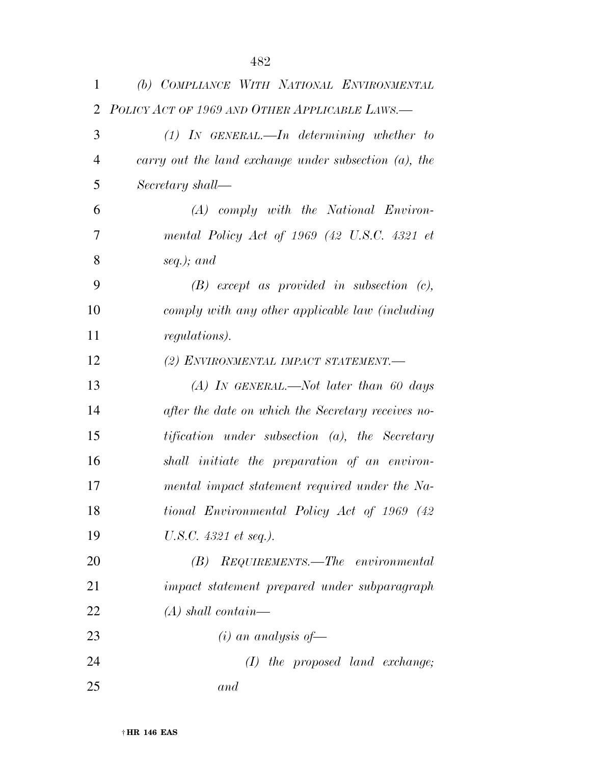*(b) COMPLIANCE WITH NATIONAL ENVIRONMENTAL POLICY ACT OF 1969 AND OTHER APPLICABLE LAWS.—*

*(1) IN GENERAL.—In determining whether to carry out the land exchange under subsection (a), the Secretary shall—*

*(A) comply with the National Environmental Policy Act of 1969 (42 U.S.C. 4321 et seq.); and*

*(B) except as provided in subsection (c), comply with any other applicable law (including regulations).*

*(2) ENVIRONMENTAL IMPACT STATEMENT.—*

*(A) IN GENERAL.—Not later than 60 days after the date on which the Secretary receives notification under subsection (a), the Secretary shall initiate the preparation of an environmental impact statement required under the National Environmental Policy Act of 1969 (42 U.S.C. 4321 et seq.).*

*(B) REQUIREMENTS.—The environmental impact statement prepared under subparagraph (A) shall contain—*

*(i) an analysis of—*

*(I) the proposed land exchange; and*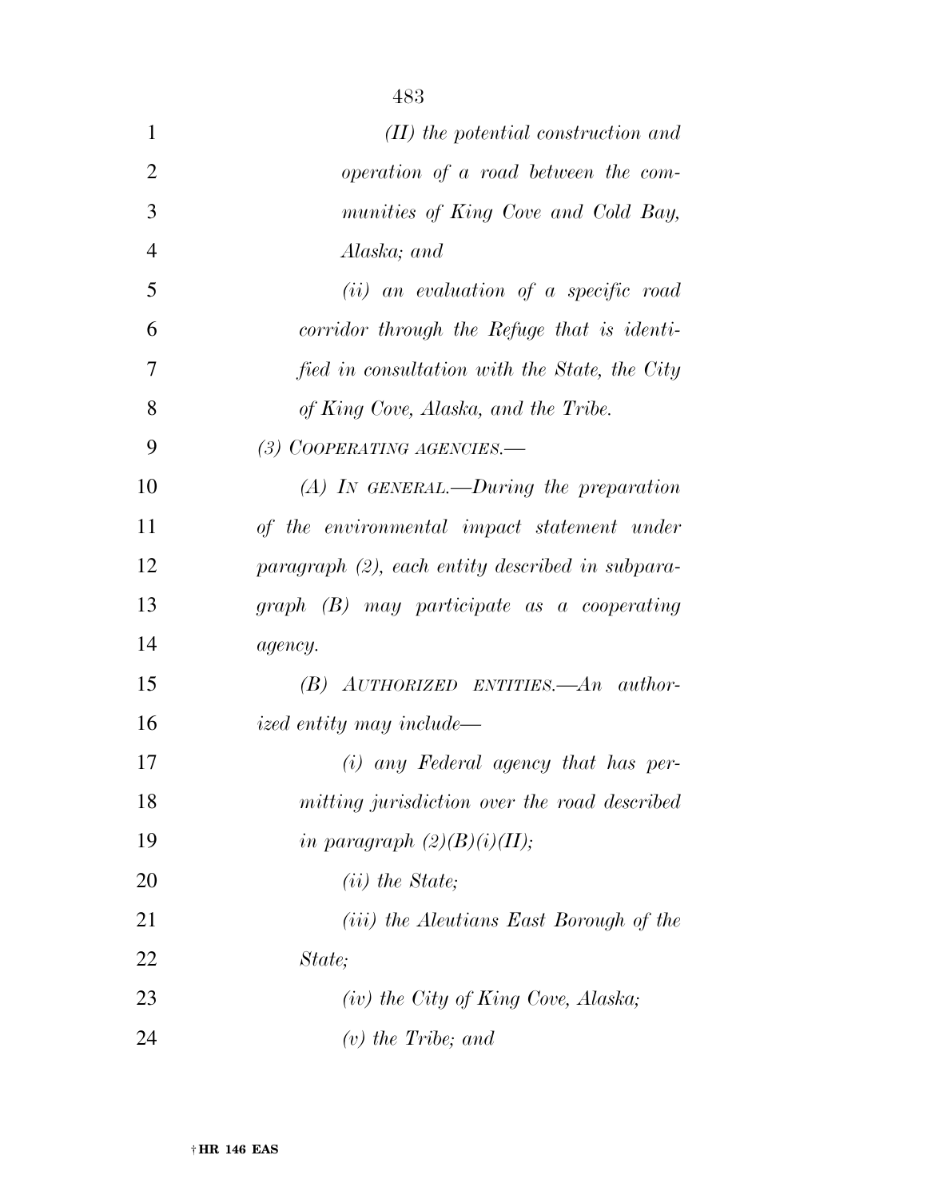*(II) the potential construction and operation of a road between the communities of King Cove and Cold Bay, Alaska; and*

*(ii) an evaluation of a specific road corridor through the Refuge that is identified in consultation with the State, the City of King Cove, Alaska, and the Tribe.*

*(3) COOPERATING AGENCIES.—*

*(A) IN GENERAL.—During the preparation of the environmental impact statement under paragraph (2), each entity described in subparagraph (B) may participate as a cooperating agency.*

*(B) AUTHORIZED ENTITIES.—An authorized entity may include—*

*(i) any Federal agency that has permitting jurisdiction over the road described in paragraph (2)(B)(i)(II);*

*(ii) the State;*

*(iii) the Aleutians East Borough of the State;*

*(iv) the City of King Cove, Alaska;*

*(v) the Tribe; and*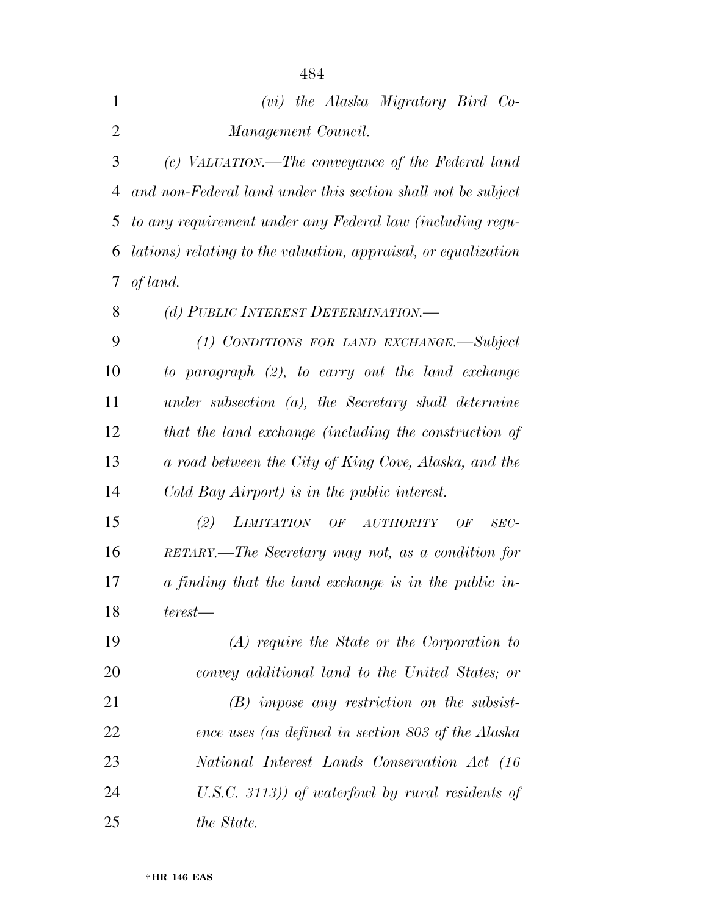*(vi) the Alaska Migratory Bird Co-Management Council.*

*(c) VALUATION.—The conveyance of the Federal land and non-Federal land under this section shall not be subject to any requirement under any Federal law (including regulations) relating to the valuation, appraisal, or equalization of land.*

*(d) PUBLIC INTEREST DETERMINATION.—*

*(1) CONDITIONS FOR LAND EXCHANGE.—Subject to paragraph (2), to carry out the land exchange under subsection (a), the Secretary shall determine that the land exchange (including the construction of a road between the City of King Cove, Alaska, and the Cold Bay Airport) is in the public interest.*

*(2) LIMITATION OF AUTHORITY OF SECRETARY.—The Secretary may not, as a condition for a finding that the land exchange is in the public interest—*

*(A) require the State or the Corporation to convey additional land to the United States; or*

*(B) impose any restriction on the subsistence uses (as defined in section 803 of the Alaska National Interest Lands Conservation Act (16 U.S.C. 3113)) of waterfowl by rural residents of the State.*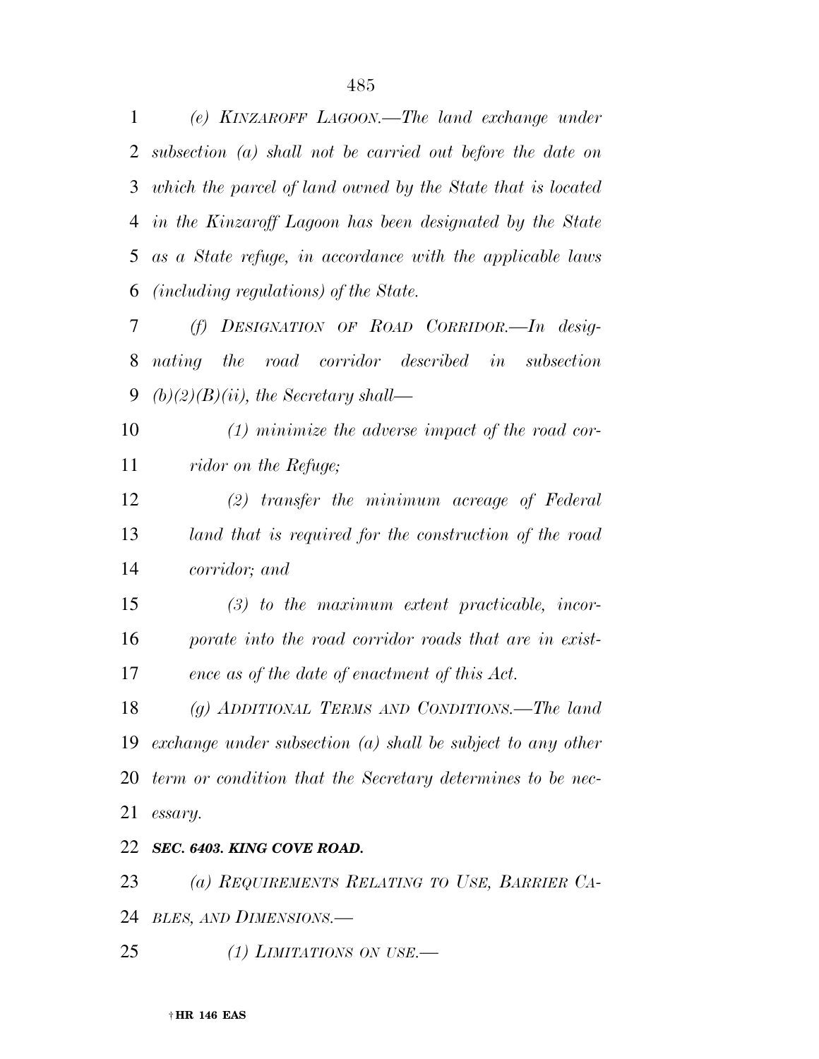*(e) KINZAROFF LAGOON.—The land exchange under subsection (a) shall not be carried out before the date on which the parcel of land owned by the State that is located in the Kinzaroff Lagoon has been designated by the State as a State refuge, in accordance with the applicable laws (including regulations) of the State.*

*(f) DESIGNATION OF ROAD CORRIDOR.—In designating the road corridor described in subsection (b)(2)(B)(ii), the Secretary shall—*

*(1) minimize the adverse impact of the road corridor on the Refuge;*

*(2) transfer the minimum acreage of Federal land that is required for the construction of the road corridor; and*

*(3) to the maximum extent practicable, incorporate into the road corridor roads that are in existence as of the date of enactment of this Act.*

*(g) ADDITIONAL TERMS AND CONDITIONS.—The land exchange under subsection (a) shall be subject to any other term or condition that the Secretary determines to be necessary.*

***SEC. 6403. KING COVE ROAD.***

*(a) REQUIREMENTS RELATING TO USE, BARRIER CABLES, AND DIMENSIONS.—*

*(1) LIMITATIONS ON USE.—*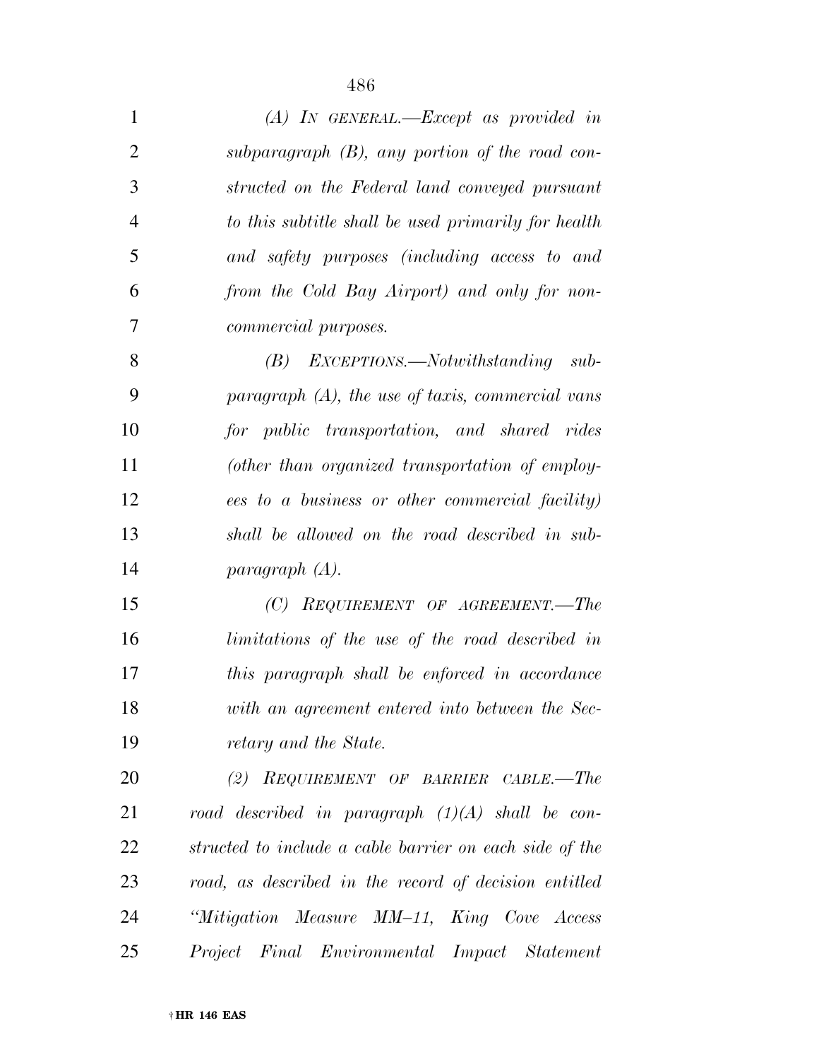*(A) IN GENERAL.—Except as provided in subparagraph (B), any portion of the road constructed on the Federal land conveyed pursuant to this subtitle shall be used primarily for health and safety purposes (including access to and from the Cold Bay Airport) and only for noncommercial purposes.*

*(B) EXCEPTIONS.—Notwithstanding subparagraph (A), the use of taxis, commercial vans for public transportation, and shared rides (other than organized transportation of employees to a business or other commercial facility) shall be allowed on the road described in subparagraph (A).*

*(C) REQUIREMENT OF AGREEMENT.—The limitations of the use of the road described in this paragraph shall be enforced in accordance with an agreement entered into between the Secretary and the State.*

*(2) REQUIREMENT OF BARRIER CABLE.—The road described in paragraph (1)(A) shall be constructed to include a cable barrier on each side of the road, as described in the record of decision entitled "Mitigation Measure MM–11, King Cove Access Project Final Environmental Impact Statement*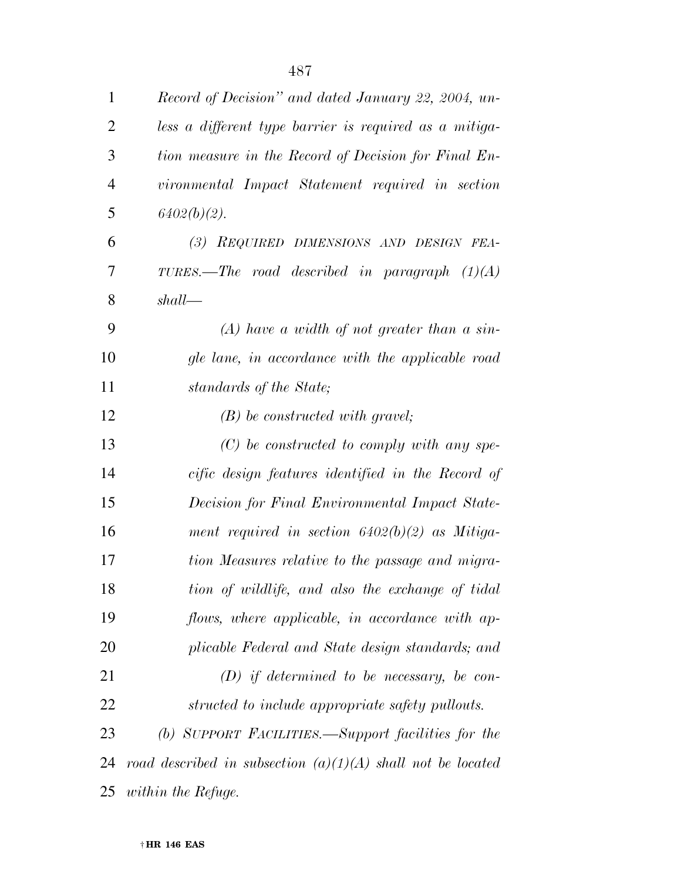*Record of Decision" and dated January 22, 2004, unless a different type barrier is required as a mitigation measure in the Record of Decision for Final Environmental Impact Statement required in section 6402(b)(2).*

*(3) REQUIRED DIMENSIONS AND DESIGN FEATURES.—The road described in paragraph (1)(A) shall—*

*(A) have a width of not greater than a single lane, in accordance with the applicable road standards of the State;*

*(B) be constructed with gravel;*

*(C) be constructed to comply with any specific design features identified in the Record of Decision for Final Environmental Impact Statement required in section 6402(b)(2) as Mitigation Measures relative to the passage and migration of wildlife, and also the exchange of tidal flows, where applicable, in accordance with applicable Federal and State design standards; and*

*(D) if determined to be necessary, be constructed to include appropriate safety pullouts.*

*(b) SUPPORT FACILITIES.—Support facilities for the road described in subsection (a)(1)(A) shall not be located within the Refuge.*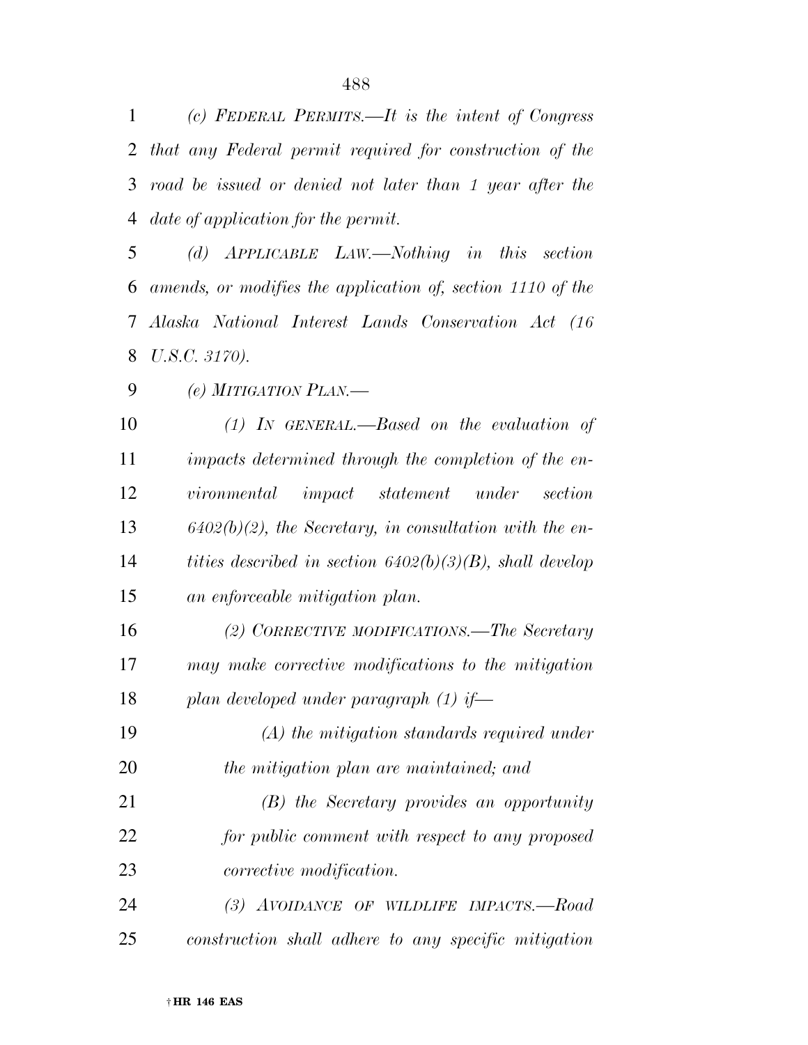*(c) FEDERAL PERMITS.—It is the intent of Congress that any Federal permit required for construction of the road be issued or denied not later than 1 year after the date of application for the permit.*

*(d) APPLICABLE LAW.—Nothing in this section amends, or modifies the application of, section 1110 of the Alaska National Interest Lands Conservation Act (16 U.S.C. 3170).*

*(e) MITIGATION PLAN.—*

*(1) IN GENERAL.—Based on the evaluation of impacts determined through the completion of the environmental impact statement under section 6402(b)(2), the Secretary, in consultation with the entities described in section 6402(b)(3)(B), shall develop an enforceable mitigation plan.*

*(2) CORRECTIVE MODIFICATIONS.—The Secretary may make corrective modifications to the mitigation plan developed under paragraph (1) if—*

*(A) the mitigation standards required under the mitigation plan are maintained; and*

*(B) the Secretary provides an opportunity for public comment with respect to any proposed corrective modification.*

*(3) AVOIDANCE OF WILDLIFE IMPACTS.—Road construction shall adhere to any specific mitigation*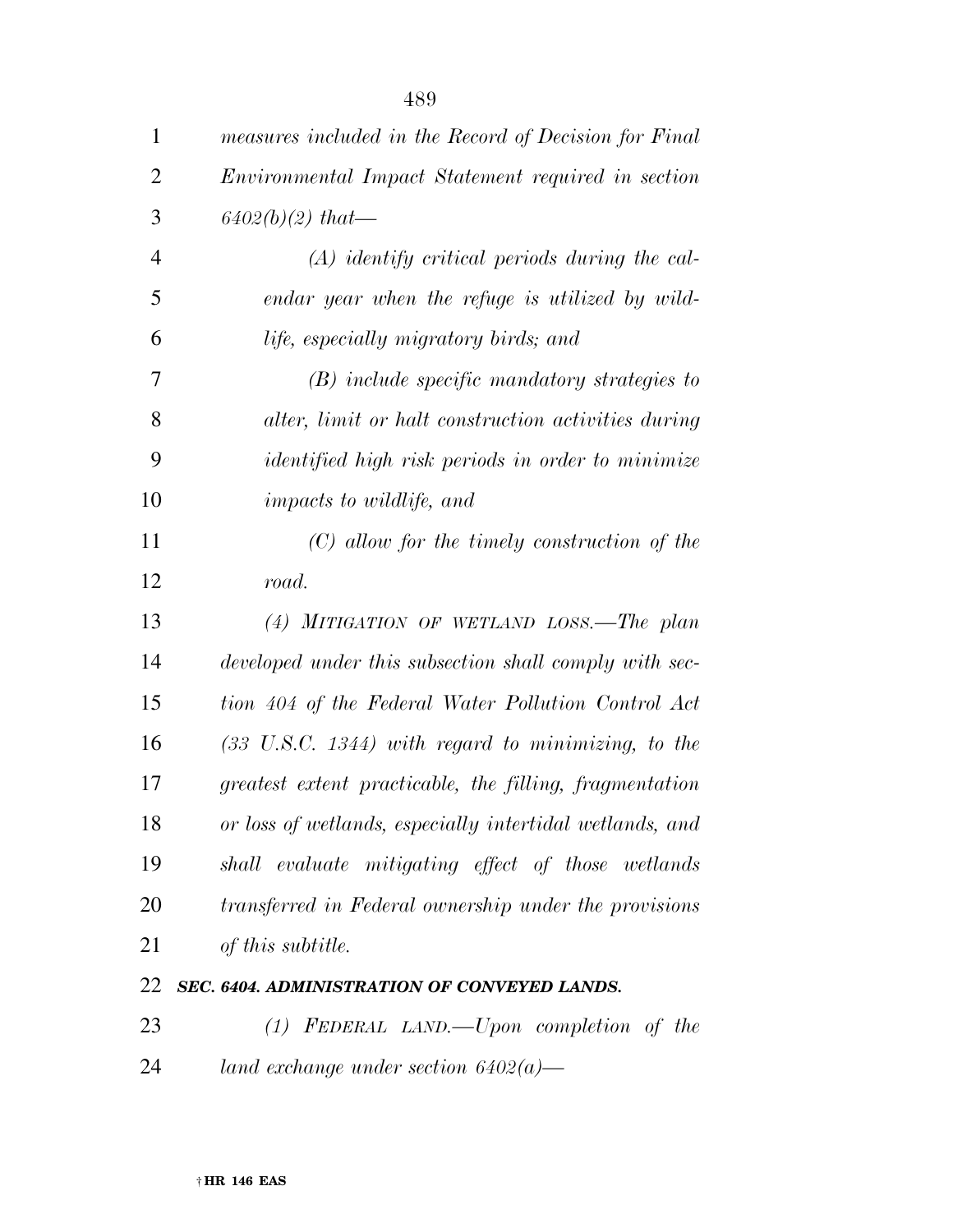*measures included in the Record of Decision for Final Environmental Impact Statement required in section 6402(b)(2) that—*

*(A) identify critical periods during the calendar year when the refuge is utilized by wildlife, especially migratory birds; and*

*(B) include specific mandatory strategies to alter, limit or halt construction activities during identified high risk periods in order to minimize impacts to wildlife, and*

*(C) allow for the timely construction of the road.*

*(4) MITIGATION OF WETLAND LOSS.—The plan developed under this subsection shall comply with section 404 of the Federal Water Pollution Control Act (33 U.S.C. 1344) with regard to minimizing, to the greatest extent practicable, the filling, fragmentation or loss of wetlands, especially intertidal wetlands, and shall evaluate mitigating effect of those wetlands transferred in Federal ownership under the provisions of this subtitle.*

***SEC. 6404. ADMINISTRATION OF CONVEYED LANDS.***

*(1) FEDERAL LAND.—Upon completion of the land exchange under section 6402(a)—*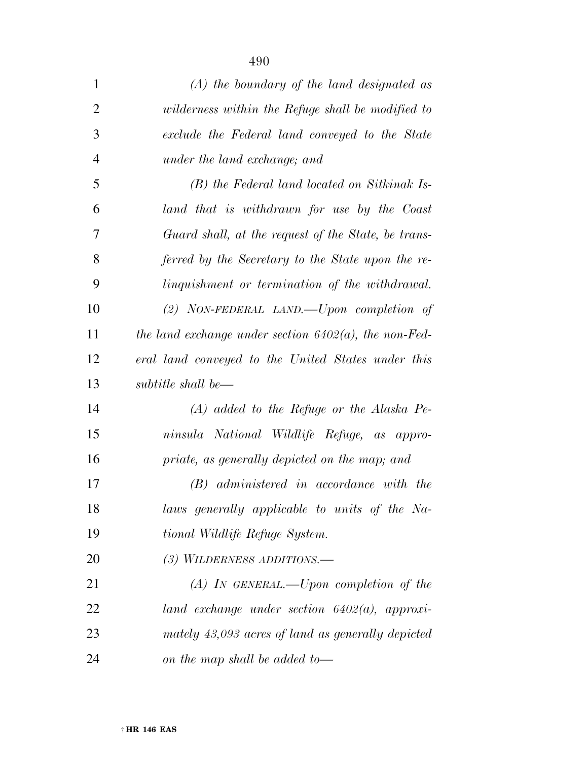*(A) the boundary of the land designated as wilderness within the Refuge shall be modified to exclude the Federal land conveyed to the State under the land exchange; and*

*(B) the Federal land located on Sitkinak Island that is withdrawn for use by the Coast Guard shall, at the request of the State, be transferred by the Secretary to the State upon the relinquishment or termination of the withdrawal.*

*(2) NON-FEDERAL LAND.—Upon completion of the land exchange under section 6402(a), the non-Federal land conveyed to the United States under this subtitle shall be—*

*(A) added to the Refuge or the Alaska Peninsula National Wildlife Refuge, as appropriate, as generally depicted on the map; and*

*(B) administered in accordance with the laws generally applicable to units of the National Wildlife Refuge System.*

*(3) WILDERNESS ADDITIONS.—*

*(A) IN GENERAL.—Upon completion of the land exchange under section 6402(a), approximately 43,093 acres of land as generally depicted on the map shall be added to—*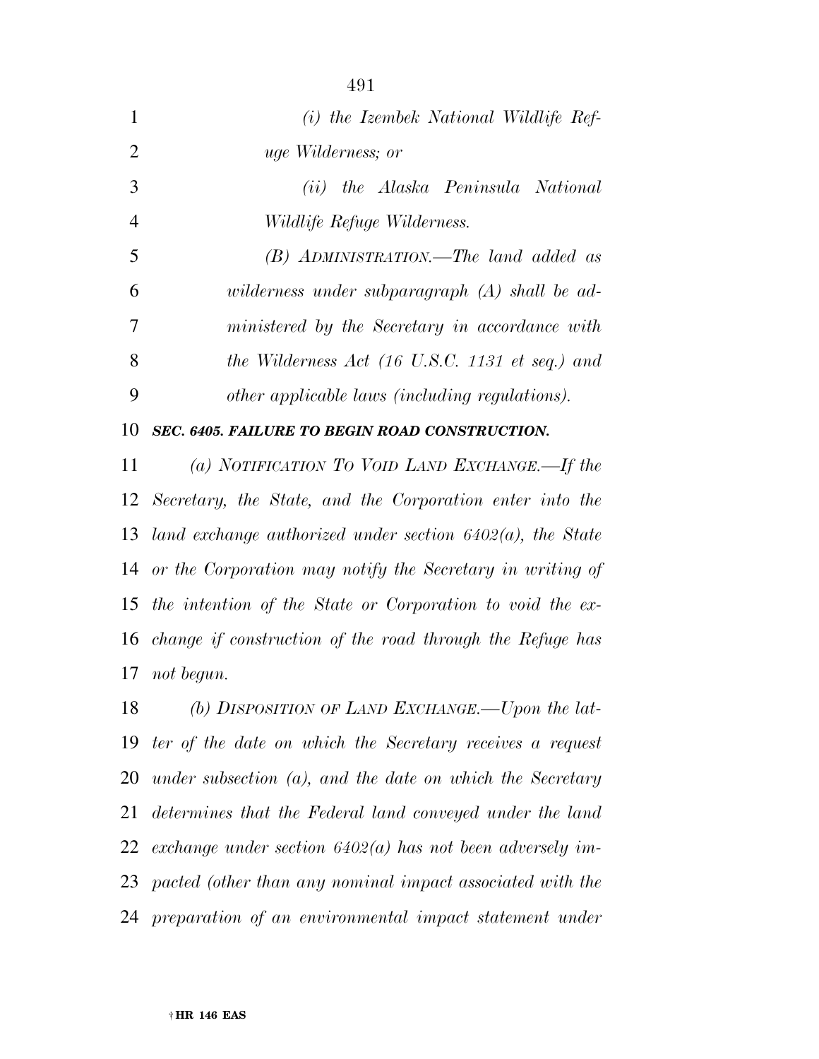*(i) the Izembek National Wildlife Refuge Wilderness; or*

*(ii) the Alaska Peninsula National Wildlife Refuge Wilderness.*

*(B) ADMINISTRATION.—The land added as wilderness under subparagraph (A) shall be administered by the Secretary in accordance with the Wilderness Act (16 U.S.C. 1131 et seq.) and other applicable laws (including regulations).*

***SEC. 6405. FAILURE TO BEGIN ROAD CONSTRUCTION.***

*(a) NOTIFICATION TO VOID LAND EXCHANGE.—If the Secretary, the State, and the Corporation enter into the land exchange authorized under section 6402(a), the State or the Corporation may notify the Secretary in writing of the intention of the State or Corporation to void the exchange if construction of the road through the Refuge has not begun.*

*(b) DISPOSITION OF LAND EXCHANGE.—Upon the latter of the date on which the Secretary receives a request under subsection (a), and the date on which the Secretary determines that the Federal land conveyed under the land exchange under section 6402(a) has not been adversely impacted (other than any nominal impact associated with the preparation of an environmental impact statement under*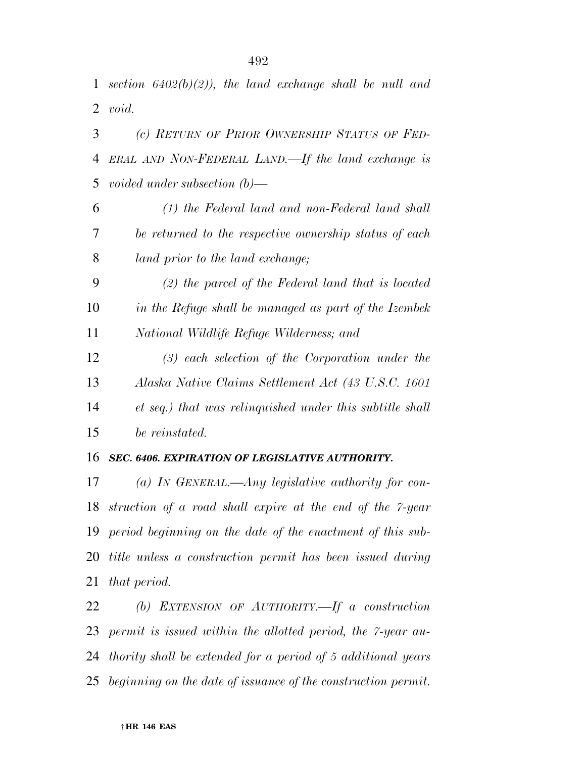*section 6402(b)(2)), the land exchange shall be null and void.*

*(c) RETURN OF PRIOR OWNERSHIP STATUS OF FEDERAL AND NON-FEDERAL LAND.—If the land exchange is voided under subsection (b)—*

*(1) the Federal land and non-Federal land shall be returned to the respective ownership status of each land prior to the land exchange;*

*(2) the parcel of the Federal land that is located in the Refuge shall be managed as part of the Izembek National Wildlife Refuge Wilderness; and*

*(3) each selection of the Corporation under the Alaska Native Claims Settlement Act (43 U.S.C. 1601 et seq.) that was relinquished under this subtitle shall be reinstated.*

***SEC. 6406. EXPIRATION OF LEGISLATIVE AUTHORITY.***

*(a) IN GENERAL.—Any legislative authority for construction of a road shall expire at the end of the 7-year period beginning on the date of the enactment of this subtitle unless a construction permit has been issued during that period.*

*(b) EXTENSION OF AUTHORITY.—If a construction permit is issued within the allotted period, the 7-year authority shall be extended for a period of 5 additional years beginning on the date of issuance of the construction permit.*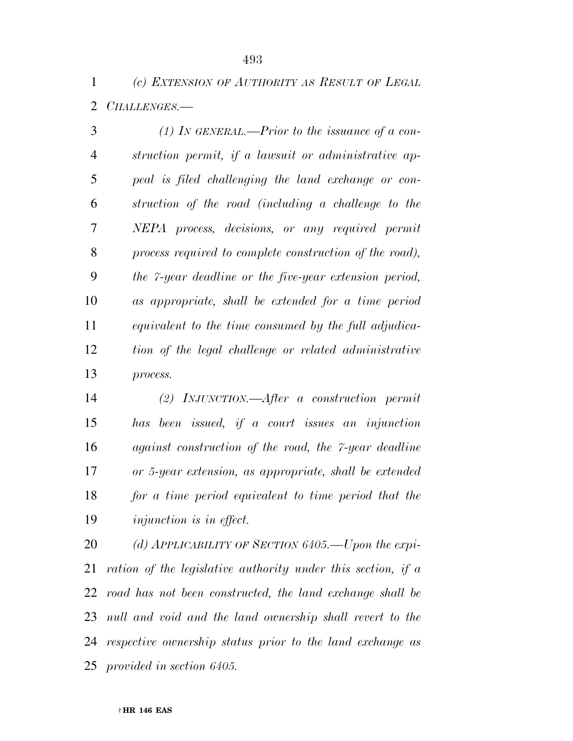*(c) EXTENSION OF AUTHORITY AS RESULT OF LEGAL CHALLENGES.—*

*(1) IN GENERAL.—Prior to the issuance of a construction permit, if a lawsuit or administrative appeal is filed challenging the land exchange or construction of the road (including a challenge to the NEPA process, decisions, or any required permit process required to complete construction of the road), the 7-year deadline or the five-year extension period, as appropriate, shall be extended for a time period equivalent to the time consumed by the full adjudication of the legal challenge or related administrative process.*

*(2) INJUNCTION.—After a construction permit has been issued, if a court issues an injunction against construction of the road, the 7-year deadline or 5-year extension, as appropriate, shall be extended for a time period equivalent to time period that the injunction is in effect.*

*(d) APPLICABILITY OF SECTION 6405.—Upon the expiration of the legislative authority under this section, if a road has not been constructed, the land exchange shall be null and void and the land ownership shall revert to the respective ownership status prior to the land exchange as provided in section 6405.*